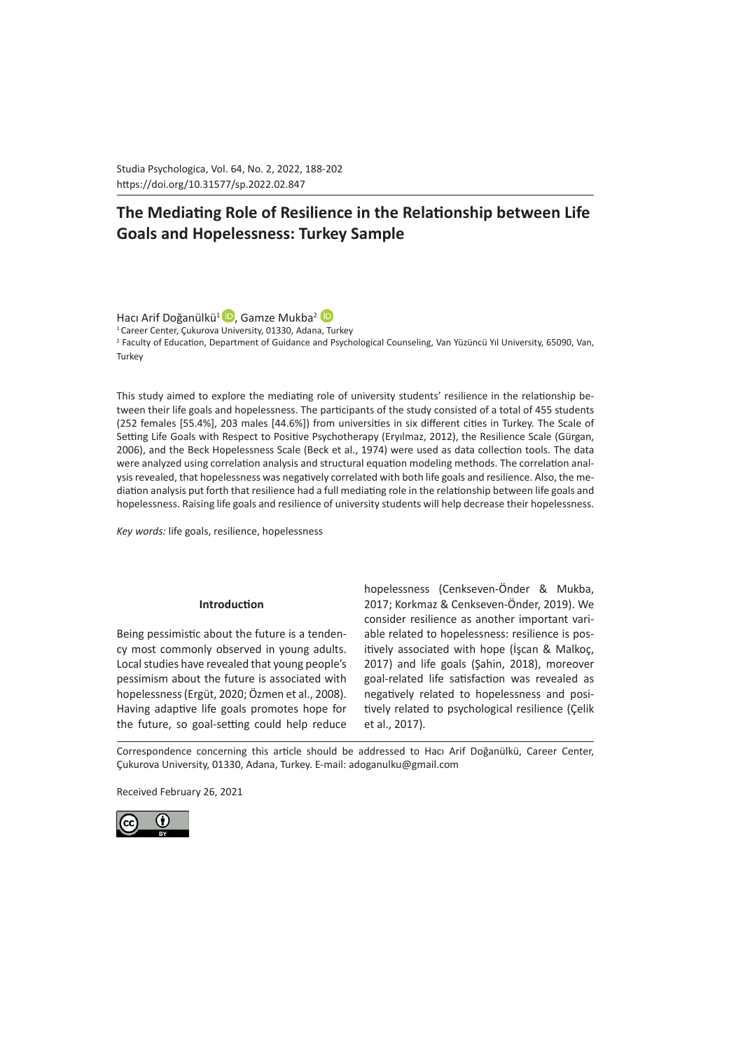Studia Psychologica, Vol. 64, No. 2, 2022, 188-202
https://doi.org/10.31577/sp.2022.02.847

# The Mediating Role of Resilience in the Relationship between Life Goals and Hopelessness: Turkey Sample

Hacı Arif Doğanülkü[1], Gamze Mukba[2]

[1] Career Center, Çukurova University, 01330, Adana, Turkey
[2] Faculty of Education, Department of Guidance and Psychological Counseling, Van Yüzüncü Yıl University, 65090, Van, Turkey

This study aimed to explore the mediating role of university students' resilience in the relationship between their life goals and hopelessness. The participants of the study consisted of a total of 455 students (252 females [55.4%], 203 males [44.6%]) from universities in six different cities in Turkey. The Scale of Setting Life Goals with Respect to Positive Psychotherapy (Eryılmaz, 2012), the Resilience Scale (Gürgan, 2006), and the Beck Hopelessness Scale (Beck et al., 1974) were used as data collection tools. The data were analyzed using correlation analysis and structural equation modeling methods. The correlation analysis revealed, that hopelessness was negatively correlated with both life goals and resilience. Also, the mediation analysis put forth that resilience had a full mediating role in the relationship between life goals and hopelessness. Raising life goals and resilience of university students will help decrease their hopelessness.

*Key words:* life goals, resilience, hopelessness

## Introduction

Being pessimistic about the future is a tendency most commonly observed in young adults. Local studies have revealed that young people's pessimism about the future is associated with hopelessness (Ergüt, 2020; Özmen et al., 2008). Having adaptive life goals promotes hope for the future, so goal-setting could help reduce hopelessness (Cenkseven-Önder & Mukba, 2017; Korkmaz & Cenkseven-Önder, 2019). We consider resilience as another important variable related to hopelessness: resilience is positively associated with hope (İşcan & Malkoç, 2017) and life goals (Şahin, 2018), moreover goal-related life satisfaction was revealed as negatively related to hopelessness and positively related to psychological resilience (Çelik et al., 2017).

Correspondence concerning this article should be addressed to Hacı Arif Doğanülkü, Career Center, Çukurova University, 01330, Adana, Turkey. E-mail: adoganulku@gmail.com

Received February 26, 2021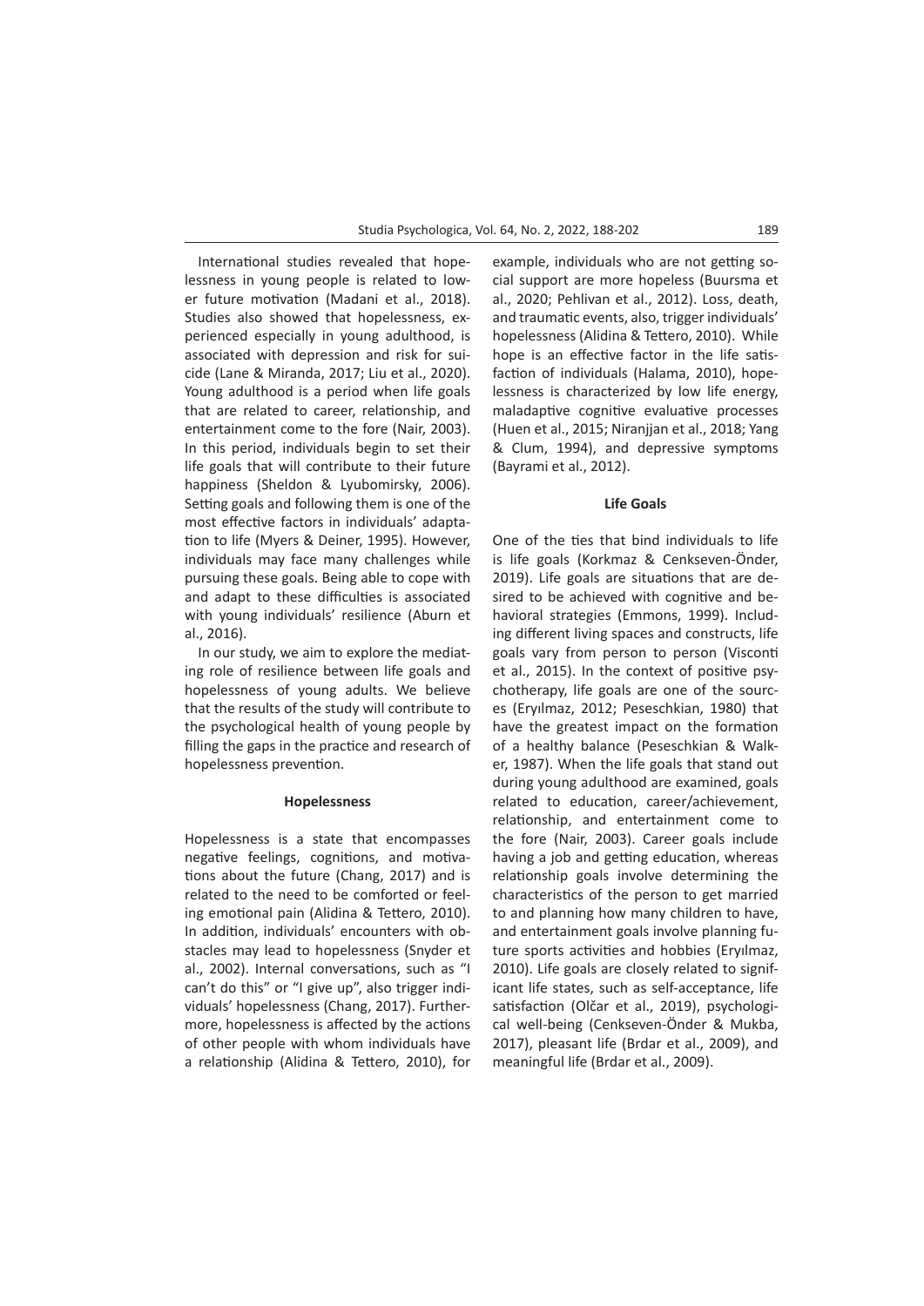International studies revealed that hopelessness in young people is related to lower future motivation (Madani et al., 2018). Studies also showed that hopelessness, experienced especially in young adulthood, is associated with depression and risk for suicide (Lane & Miranda, 2017; Liu et al., 2020). Young adulthood is a period when life goals that are related to career, relationship, and entertainment come to the fore (Nair, 2003). In this period, individuals begin to set their life goals that will contribute to their future happiness (Sheldon & Lyubomirsky, 2006). Setting goals and following them is one of the most effective factors in individuals' adaptation to life (Myers & Deiner, 1995). However, individuals may face many challenges while pursuing these goals. Being able to cope with and adapt to these difficulties is associated with young individuals' resilience (Aburn et al., 2016).

In our study, we aim to explore the mediating role of resilience between life goals and hopelessness of young adults. We believe that the results of the study will contribute to the psychological health of young people by filling the gaps in the practice and research of hopelessness prevention.

## Hopelessness

Hopelessness is a state that encompasses negative feelings, cognitions, and motivations about the future (Chang, 2017) and is related to the need to be comforted or feeling emotional pain (Alidina & Tettero, 2010). In addition, individuals' encounters with obstacles may lead to hopelessness (Snyder et al., 2002). Internal conversations, such as "I can't do this" or "I give up", also trigger individuals' hopelessness (Chang, 2017). Furthermore, hopelessness is affected by the actions of other people with whom individuals have a relationship (Alidina & Tettero, 2010), for example, individuals who are not getting social support are more hopeless (Buursma et al., 2020; Pehlivan et al., 2012). Loss, death, and traumatic events, also, trigger individuals' hopelessness (Alidina & Tettero, 2010). While hope is an effective factor in the life satisfaction of individuals (Halama, 2010), hopelessness is characterized by low life energy, maladaptive cognitive evaluative processes (Huen et al., 2015; Niranjjan et al., 2018; Yang & Clum, 1994), and depressive symptoms (Bayrami et al., 2012).

## Life Goals

One of the ties that bind individuals to life is life goals (Korkmaz & Cenkseven-Önder, 2019). Life goals are situations that are desired to be achieved with cognitive and behavioral strategies (Emmons, 1999). Including different living spaces and constructs, life goals vary from person to person (Visconti et al., 2015). In the context of positive psychotherapy, life goals are one of the sources (Eryılmaz, 2012; Peseschkian, 1980) that have the greatest impact on the formation of a healthy balance (Peseschkian & Walker, 1987). When the life goals that stand out during young adulthood are examined, goals related to education, career/achievement, relationship, and entertainment come to the fore (Nair, 2003). Career goals include having a job and getting education, whereas relationship goals involve determining the characteristics of the person to get married to and planning how many children to have, and entertainment goals involve planning future sports activities and hobbies (Eryılmaz, 2010). Life goals are closely related to significant life states, such as self-acceptance, life satisfaction (Olčar et al., 2019), psychological well-being (Cenkseven-Önder & Mukba, 2017), pleasant life (Brdar et al., 2009), and meaningful life (Brdar et al., 2009).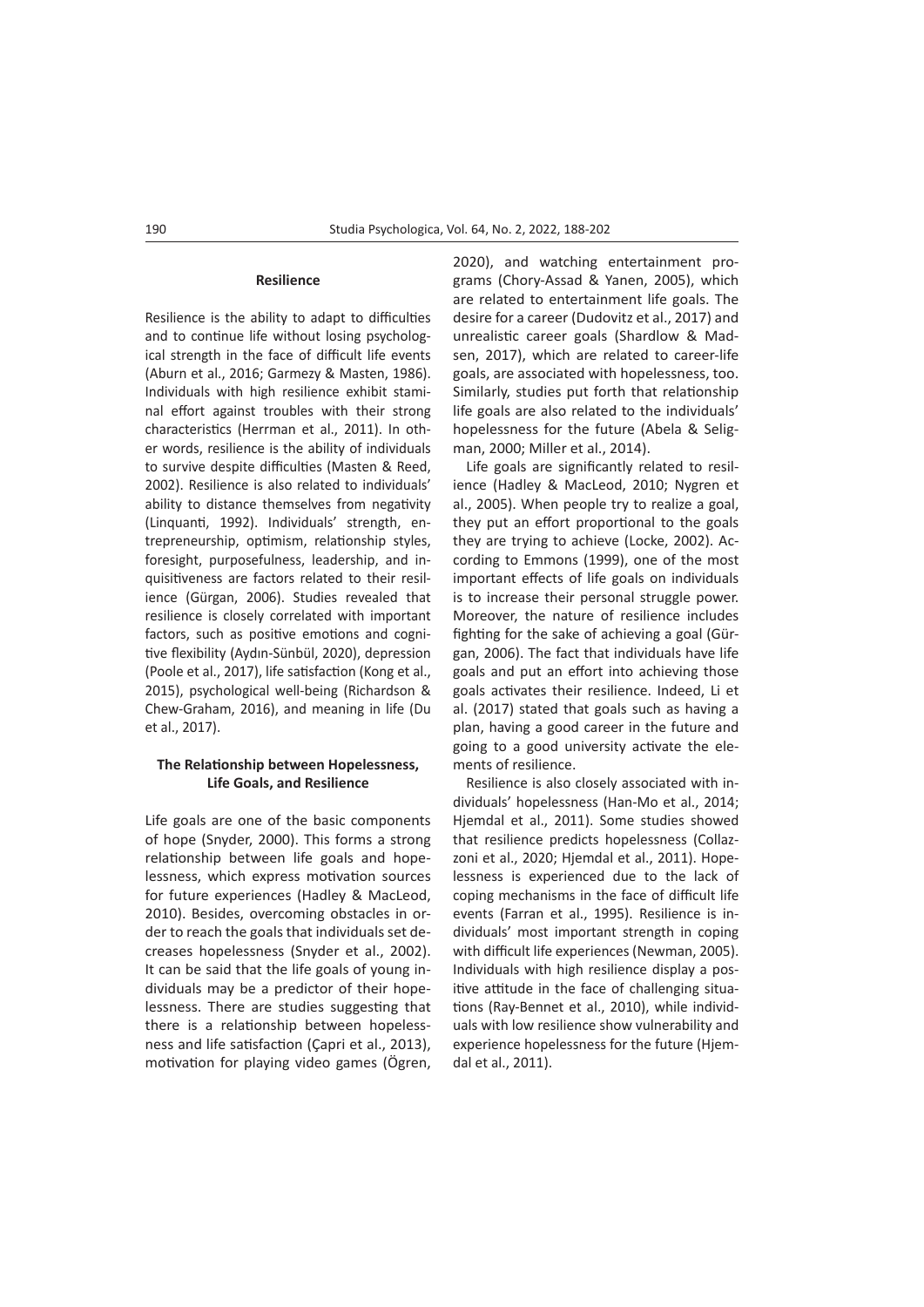### Resilience

Resilience is the ability to adapt to difficulties and to continue life without losing psychological strength in the face of difficult life events (Aburn et al., 2016; Garmezy & Masten, 1986). Individuals with high resilience exhibit staminal effort against troubles with their strong characteristics (Herrman et al., 2011). In other words, resilience is the ability of individuals to survive despite difficulties (Masten & Reed, 2002). Resilience is also related to individuals' ability to distance themselves from negativity (Linquanti, 1992). Individuals' strength, entrepreneurship, optimism, relationship styles, foresight, purposefulness, leadership, and inquisitiveness are factors related to their resilience (Gürgan, 2006). Studies revealed that resilience is closely correlated with important factors, such as positive emotions and cognitive flexibility (Aydın-Sünbül, 2020), depression (Poole et al., 2017), life satisfaction (Kong et al., 2015), psychological well-being (Richardson & Chew-Graham, 2016), and meaning in life (Du et al., 2017).

### The Relationship between Hopelessness, Life Goals, and Resilience

Life goals are one of the basic components of hope (Snyder, 2000). This forms a strong relationship between life goals and hopelessness, which express motivation sources for future experiences (Hadley & MacLeod, 2010). Besides, overcoming obstacles in order to reach the goals that individuals set decreases hopelessness (Snyder et al., 2002). It can be said that the life goals of young individuals may be a predictor of their hopelessness. There are studies suggesting that there is a relationship between hopelessness and life satisfaction (Çapri et al., 2013), motivation for playing video games (Ögren, 2020), and watching entertainment programs (Chory-Assad & Yanen, 2005), which are related to entertainment life goals. The desire for a career (Dudovitz et al., 2017) and unrealistic career goals (Shardlow & Madsen, 2017), which are related to career-life goals, are associated with hopelessness, too. Similarly, studies put forth that relationship life goals are also related to the individuals' hopelessness for the future (Abela & Seligman, 2000; Miller et al., 2014).

Life goals are significantly related to resilience (Hadley & MacLeod, 2010; Nygren et al., 2005). When people try to realize a goal, they put an effort proportional to the goals they are trying to achieve (Locke, 2002). According to Emmons (1999), one of the most important effects of life goals on individuals is to increase their personal struggle power. Moreover, the nature of resilience includes fighting for the sake of achieving a goal (Gürgan, 2006). The fact that individuals have life goals and put an effort into achieving those goals activates their resilience. Indeed, Li et al. (2017) stated that goals such as having a plan, having a good career in the future and going to a good university activate the elements of resilience.

Resilience is also closely associated with individuals' hopelessness (Han-Mo et al., 2014; Hjemdal et al., 2011). Some studies showed that resilience predicts hopelessness (Collazzoni et al., 2020; Hjemdal et al., 2011). Hopelessness is experienced due to the lack of coping mechanisms in the face of difficult life events (Farran et al., 1995). Resilience is individuals' most important strength in coping with difficult life experiences (Newman, 2005). Individuals with high resilience display a positive attitude in the face of challenging situations (Ray-Bennet et al., 2010), while individuals with low resilience show vulnerability and experience hopelessness for the future (Hjemdal et al., 2011).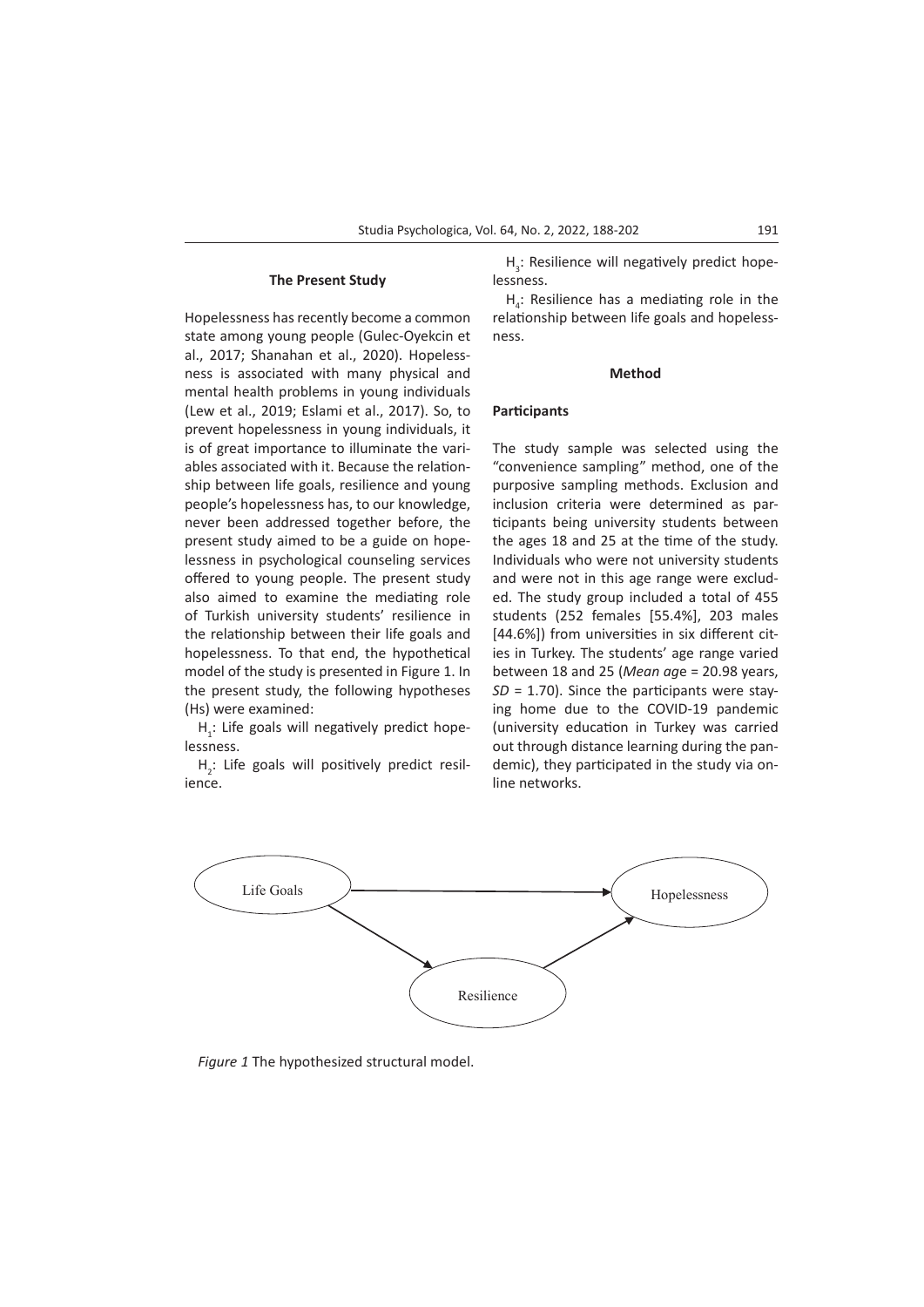### The Present Study

Hopelessness has recently become a common state among young people (Gulec-Oyekcin et al., 2017; Shanahan et al., 2020). Hopelessness is associated with many physical and mental health problems in young individuals (Lew et al., 2019; Eslami et al., 2017). So, to prevent hopelessness in young individuals, it is of great importance to illuminate the variables associated with it. Because the relationship between life goals, resilience and young people's hopelessness has, to our knowledge, never been addressed together before, the present study aimed to be a guide on hopelessness in psychological counseling services offered to young people. The present study also aimed to examine the mediating role of Turkish university students' resilience in the relationship between their life goals and hopelessness. To that end, the hypothetical model of the study is presented in Figure 1. In the present study, the following hypotheses (Hs) were examined:

$H_1$: Life goals will negatively predict hopelessness.

$H_2$: Life goals will positively predict resilience.

$H_3$: Resilience will negatively predict hopelessness.

$H_4$: Resilience has a mediating role in the relationship between life goals and hopelessness.

## Method

### Participants

The study sample was selected using the "convenience sampling" method, one of the purposive sampling methods. Exclusion and inclusion criteria were determined as participants being university students between the ages 18 and 25 at the time of the study. Individuals who were not university students and were not in this age range were excluded. The study group included a total of 455 students (252 females [55.4%], 203 males [44.6%]) from universities in six different cities in Turkey. The students' age range varied between 18 and 25 (*Mean age* = 20.98 years, *SD* = 1.70). Since the participants were staying home due to the COVID-19 pandemic (university education in Turkey was carried out through distance learning during the pandemic), they participated in the study via online networks.

*Figure 1* The hypothesized structural model.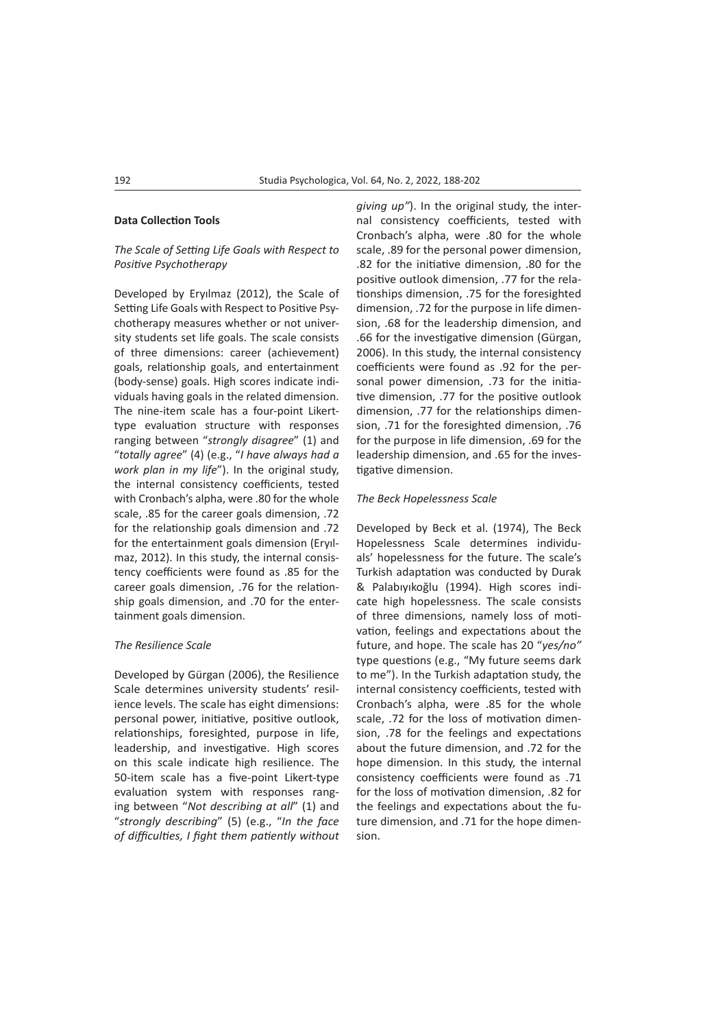**Data Collection Tools**

*The Scale of Setting Life Goals with Respect to Positive Psychotherapy*

Developed by Eryılmaz (2012), the Scale of Setting Life Goals with Respect to Positive Psychotherapy measures whether or not university students set life goals. The scale consists of three dimensions: career (achievement) goals, relationship goals, and entertainment (body-sense) goals. High scores indicate individuals having goals in the related dimension. The nine-item scale has a four-point Likert-type evaluation structure with responses ranging between "*strongly disagree*" (1) and "*totally agree*" (4) (e.g., "*I have always had a work plan in my life*"). In the original study, the internal consistency coefficients, tested with Cronbach's alpha, were .80 for the whole scale, .85 for the career goals dimension, .72 for the relationship goals dimension and .72 for the entertainment goals dimension (Eryılmaz, 2012). In this study, the internal consistency coefficients were found as .85 for the career goals dimension, .76 for the relationship goals dimension, and .70 for the entertainment goals dimension.

*The Resilience Scale*

Developed by Gürgan (2006), the Resilience Scale determines university students' resilience levels. The scale has eight dimensions: personal power, initiative, positive outlook, relationships, foresighted, purpose in life, leadership, and investigative. High scores on this scale indicate high resilience. The 50-item scale has a five-point Likert-type evaluation system with responses ranging between "*Not describing at all*" (1) and "*strongly describing*" (5) (e.g., "*In the face of difficulties, I fight them patiently without giving up"*). In the original study, the internal consistency coefficients, tested with Cronbach's alpha, were .80 for the whole scale, .89 for the personal power dimension, .82 for the initiative dimension, .80 for the positive outlook dimension, .77 for the relationships dimension, .75 for the foresighted dimension, .72 for the purpose in life dimension, .68 for the leadership dimension, and .66 for the investigative dimension (Gürgan, 2006). In this study, the internal consistency coefficients were found as .92 for the personal power dimension, .73 for the initiative dimension, .77 for the positive outlook dimension, .77 for the relationships dimension, .71 for the foresighted dimension, .76 for the purpose in life dimension, .69 for the leadership dimension, and .65 for the investigative dimension.

*The Beck Hopelessness Scale*

Developed by Beck et al. (1974), The Beck Hopelessness Scale determines individuals' hopelessness for the future. The scale's Turkish adaptation was conducted by Durak & Palabıyıkoğlu (1994). High scores indicate high hopelessness. The scale consists of three dimensions, namely loss of motivation, feelings and expectations about the future, and hope. The scale has 20 "*yes/no"* type questions (e.g., "My future seems dark to me"). In the Turkish adaptation study, the internal consistency coefficients, tested with Cronbach's alpha, were .85 for the whole scale, .72 for the loss of motivation dimension, .78 for the feelings and expectations about the future dimension, and .72 for the hope dimension. In this study, the internal consistency coefficients were found as .71 for the loss of motivation dimension, .82 for the feelings and expectations about the future dimension, and .71 for the hope dimension.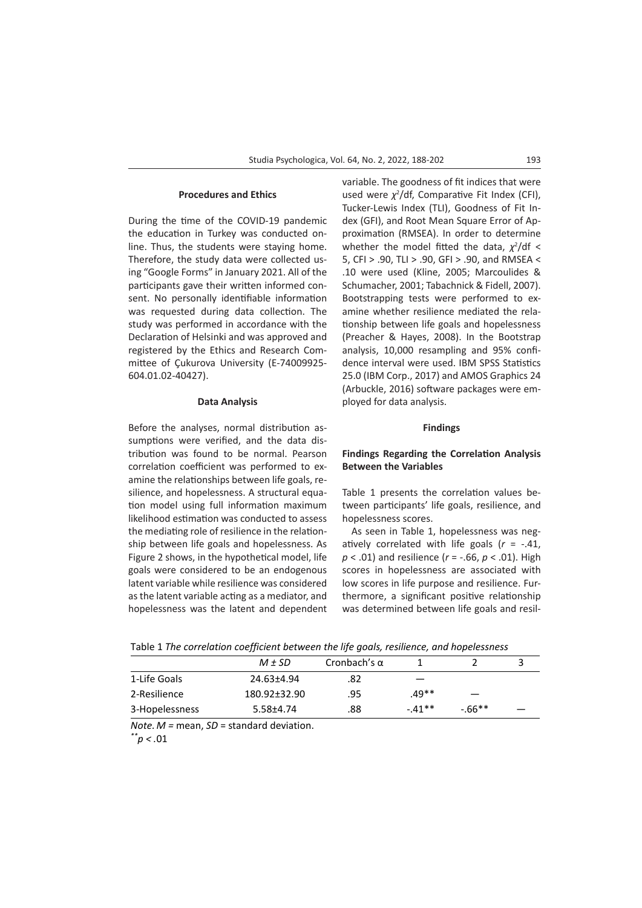### Procedures and Ethics

During the time of the COVID-19 pandemic the education in Turkey was conducted online. Thus, the students were staying home. Therefore, the study data were collected using "Google Forms" in January 2021. All of the participants gave their written informed consent. No personally identifiable information was requested during data collection. The study was performed in accordance with the Declaration of Helsinki and was approved and registered by the Ethics and Research Committee of Çukurova University (E-74009925-604.01.02-40427).

### Data Analysis

Before the analyses, normal distribution assumptions were verified, and the data distribution was found to be normal. Pearson correlation coefficient was performed to examine the relationships between life goals, resilience, and hopelessness. A structural equation model using full information maximum likelihood estimation was conducted to assess the mediating role of resilience in the relationship between life goals and hopelessness. As Figure 2 shows, in the hypothetical model, life goals were considered to be an endogenous latent variable while resilience was considered as the latent variable acting as a mediator, and hopelessness was the latent and dependent variable. The goodness of fit indices that were used were $\chi^2$/df, Comparative Fit Index (CFI), Tucker-Lewis Index (TLI), Goodness of Fit Index (GFI), and Root Mean Square Error of Approximation (RMSEA). In order to determine whether the model fitted the data, $\chi^2$/df < 5, CFI > .90, TLI > .90, GFI > .90, and RMSEA < .10 were used (Kline, 2005; Marcoulides & Schumacher, 2001; Tabachnick & Fidell, 2007). Bootstrapping tests were performed to examine whether resilience mediated the relationship between life goals and hopelessness (Preacher & Hayes, 2008). In the Bootstrap analysis, 10,000 resampling and 95% confidence interval were used. IBM SPSS Statistics 25.0 (IBM Corp., 2017) and AMOS Graphics 24 (Arbuckle, 2016) software packages were employed for data analysis.

## Findings

### Findings Regarding the Correlation Analysis Between the Variables

Table 1 presents the correlation values between participants' life goals, resilience, and hopelessness scores.

As seen in Table 1, hopelessness was negatively correlated with life goals ($r$ = -.41, $p$ < .01) and resilience ($r$ = -.66, $p$ < .01). High scores in hopelessness are associated with low scores in life purpose and resilience. Furthermore, a significant positive relationship was determined between life goals and resil-

Table 1 *The correlation coefficient between the life goals, resilience, and hopelessness*

| | *M ± SD* | Cronbach's α | 1 | 2 | 3 |
|---|---|---|---|---|---|
| 1-Life Goals | 24.63±4.94 | .82 | — | | |
| 2-Resilience | 180.92±32.90 | .95 | .49** | — | |
| 3-Hopelessness | 5.58±4.74 | .88 | -.41** | -.66** | — |

*Note. M* = mean, *SD* = standard deviation.
**$p$ < .01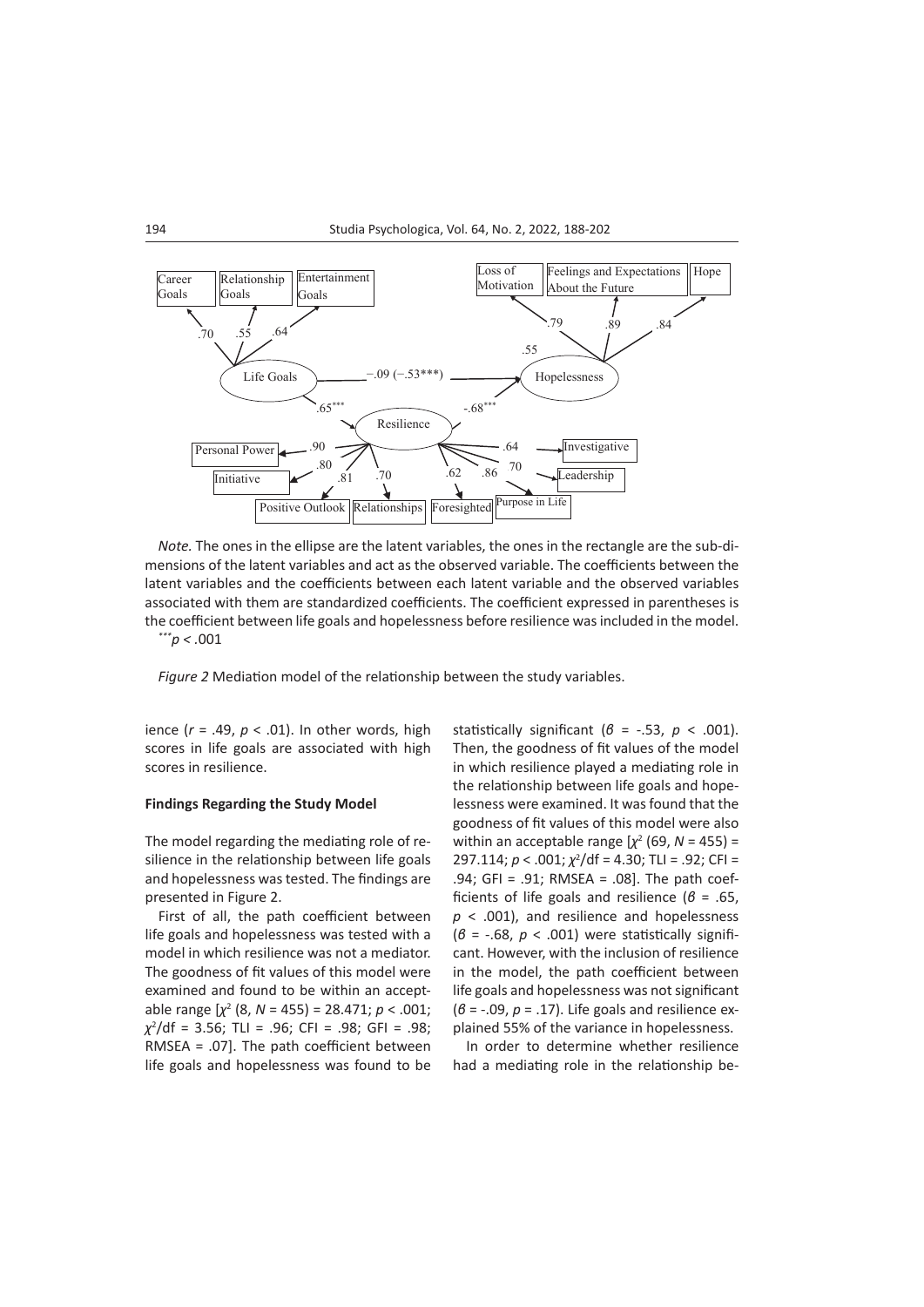*Note.* The ones in the ellipse are the latent variables, the ones in the rectangle are the sub-dimensions of the latent variables and act as the observed variable. The coefficients between the latent variables and the coefficients between each latent variable and the observed variables associated with them are standardized coefficients. The coefficient expressed in parentheses is the coefficient between life goals and hopelessness before resilience was included in the model.
$^{***}p < .001$

*Figure 2* Mediation model of the relationship between the study variables.

ience ($r$ = .49, $p$ < .01). In other words, high scores in life goals are associated with high scores in resilience.

**Findings Regarding the Study Model**

The model regarding the mediating role of resilience in the relationship between life goals and hopelessness was tested. The findings are presented in Figure 2.

First of all, the path coefficient between life goals and hopelessness was tested with a model in which resilience was not a mediator. The goodness of fit values of this model were examined and found to be within an acceptable range [$\chi^2$ (8, $N$ = 455) = 28.471; $p$ < .001; $\chi^2$/df = 3.56; TLI = .96; CFI = .98; GFI = .98; RMSEA = .07]. The path coefficient between life goals and hopelessness was found to be statistically significant ($\beta$ = -.53, $p$ < .001). Then, the goodness of fit values of the model in which resilience played a mediating role in the relationship between life goals and hopelessness were examined. It was found that the goodness of fit values of this model were also within an acceptable range [$\chi^2$ (69, $N$ = 455) = 297.114; $p$ < .001; $\chi^2$/df = 4.30; TLI = .92; CFI = .94; GFI = .91; RMSEA = .08]. The path coefficients of life goals and resilience ($\beta$ = .65, $p$ < .001), and resilience and hopelessness ($\beta$ = -.68, $p$ < .001) were statistically significant. However, with the inclusion of resilience in the model, the path coefficient between life goals and hopelessness was not significant ($\beta$ = -.09, $p$ = .17). Life goals and resilience explained 55% of the variance in hopelessness.

In order to determine whether resilience had a mediating role in the relationship be-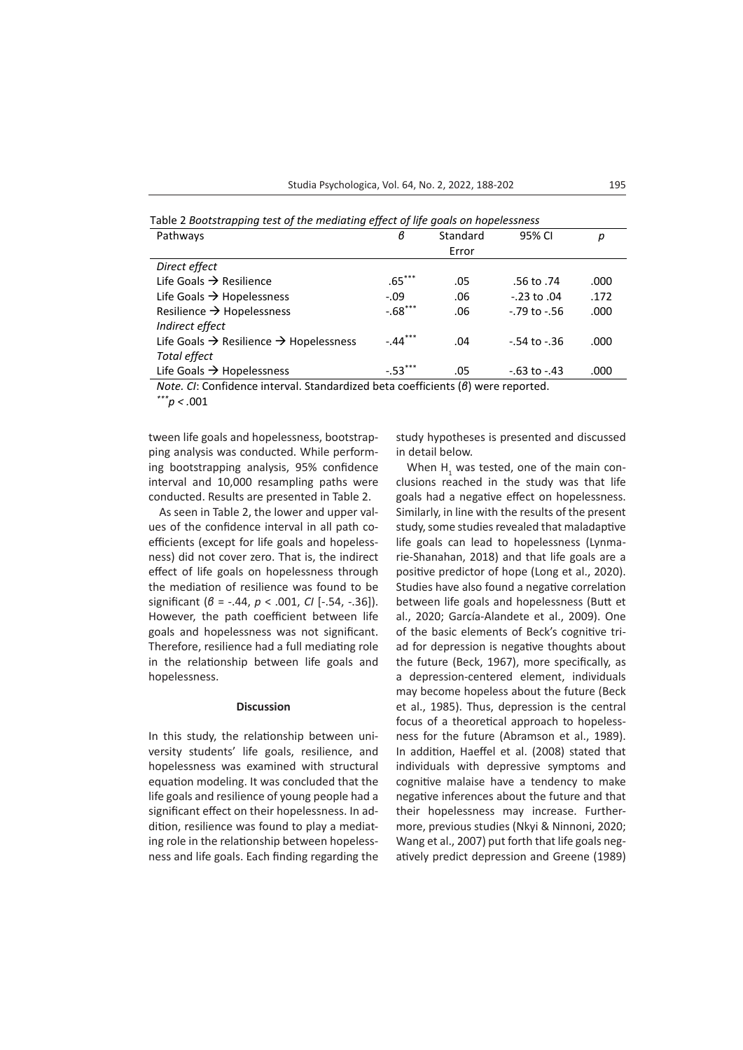Table 2 *Bootstrapping test of the mediating effect of life goals on hopelessness*

| Pathways | *β* | Standard Error | 95% CI | *p* |
|---|---|---|---|---|
| *Direct effect* | | | | |
| Life Goals → Resilience | .65*** | .05 | .56 to .74 | .000 |
| Life Goals → Hopelessness | -.09 | .06 | -.23 to .04 | .172 |
| Resilience → Hopelessness | -.68*** | .06 | -.79 to -.56 | .000 |
| *Indirect effect* | | | | |
| Life Goals → Resilience → Hopelessness | -.44*** | .04 | -.54 to -.36 | .000 |
| *Total effect* | | | | |
| Life Goals → Hopelessness | -.53*** | .05 | -.63 to -.43 | .000 |

*Note. CI*: Confidence interval. Standardized beta coefficients (*β*) were reported.
***$p < .001$

tween life goals and hopelessness, bootstrapping analysis was conducted. While performing bootstrapping analysis, 95% confidence interval and 10,000 resampling paths were conducted. Results are presented in Table 2.

As seen in Table 2, the lower and upper values of the confidence interval in all path coefficients (except for life goals and hopelessness) did not cover zero. That is, the indirect effect of life goals on hopelessness through the mediation of resilience was found to be significant ($\beta$ = -.44, $p < .001$, *CI* [-.54, -.36]). However, the path coefficient between life goals and hopelessness was not significant. Therefore, resilience had a full mediating role in the relationship between life goals and hopelessness.

## Discussion

In this study, the relationship between university students' life goals, resilience, and hopelessness was examined with structural equation modeling. It was concluded that the life goals and resilience of young people had a significant effect on their hopelessness. In addition, resilience was found to play a mediating role in the relationship between hopelessness and life goals. Each finding regarding the study hypotheses is presented and discussed in detail below.

When $H_1$ was tested, one of the main conclusions reached in the study was that life goals had a negative effect on hopelessness. Similarly, in line with the results of the present study, some studies revealed that maladaptive life goals can lead to hopelessness (Lynmarie-Shanahan, 2018) and that life goals are a positive predictor of hope (Long et al., 2020). Studies have also found a negative correlation between life goals and hopelessness (Butt et al., 2020; García-Alandete et al., 2009). One of the basic elements of Beck's cognitive triad for depression is negative thoughts about the future (Beck, 1967), more specifically, as a depression-centered element, individuals may become hopeless about the future (Beck et al., 1985). Thus, depression is the central focus of a theoretical approach to hopelessness for the future (Abramson et al., 1989). In addition, Haeffel et al. (2008) stated that individuals with depressive symptoms and cognitive malaise have a tendency to make negative inferences about the future and that their hopelessness may increase. Furthermore, previous studies (Nkyi & Ninnoni, 2020; Wang et al., 2007) put forth that life goals negatively predict depression and Greene (1989)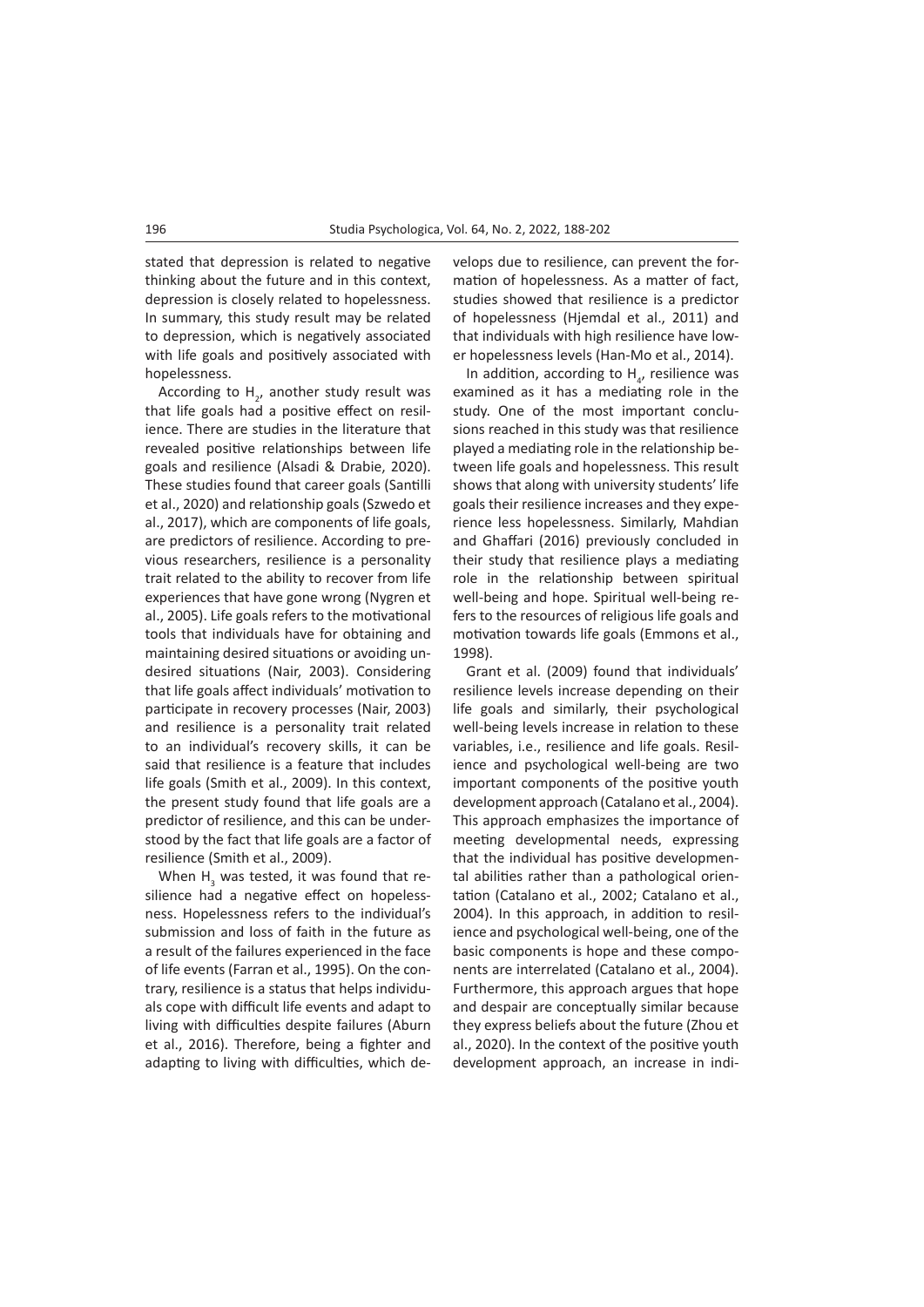stated that depression is related to negative thinking about the future and in this context, depression is closely related to hopelessness. In summary, this study result may be related to depression, which is negatively associated with life goals and positively associated with hopelessness.

According to $H_2$, another study result was that life goals had a positive effect on resilience. There are studies in the literature that revealed positive relationships between life goals and resilience (Alsadi & Drabie, 2020). These studies found that career goals (Santilli et al., 2020) and relationship goals (Szwedo et al., 2017), which are components of life goals, are predictors of resilience. According to previous researchers, resilience is a personality trait related to the ability to recover from life experiences that have gone wrong (Nygren et al., 2005). Life goals refers to the motivational tools that individuals have for obtaining and maintaining desired situations or avoiding undesired situations (Nair, 2003). Considering that life goals affect individuals' motivation to participate in recovery processes (Nair, 2003) and resilience is a personality trait related to an individual's recovery skills, it can be said that resilience is a feature that includes life goals (Smith et al., 2009). In this context, the present study found that life goals are a predictor of resilience, and this can be understood by the fact that life goals are a factor of resilience (Smith et al., 2009).

When $H_3$ was tested, it was found that resilience had a negative effect on hopelessness. Hopelessness refers to the individual's submission and loss of faith in the future as a result of the failures experienced in the face of life events (Farran et al., 1995). On the contrary, resilience is a status that helps individuals cope with difficult life events and adapt to living with difficulties despite failures (Aburn et al., 2016). Therefore, being a fighter and adapting to living with difficulties, which develops due to resilience, can prevent the formation of hopelessness. As a matter of fact, studies showed that resilience is a predictor of hopelessness (Hjemdal et al., 2011) and that individuals with high resilience have lower hopelessness levels (Han-Mo et al., 2014).

In addition, according to $H_4$, resilience was examined as it has a mediating role in the study. One of the most important conclusions reached in this study was that resilience played a mediating role in the relationship between life goals and hopelessness. This result shows that along with university students' life goals their resilience increases and they experience less hopelessness. Similarly, Mahdian and Ghaffari (2016) previously concluded in their study that resilience plays a mediating role in the relationship between spiritual well-being and hope. Spiritual well-being refers to the resources of religious life goals and motivation towards life goals (Emmons et al., 1998).

Grant et al. (2009) found that individuals' resilience levels increase depending on their life goals and similarly, their psychological well-being levels increase in relation to these variables, i.e., resilience and life goals. Resilience and psychological well-being are two important components of the positive youth development approach (Catalano et al., 2004). This approach emphasizes the importance of meeting developmental needs, expressing that the individual has positive developmental abilities rather than a pathological orientation (Catalano et al., 2002; Catalano et al., 2004). In this approach, in addition to resilience and psychological well-being, one of the basic components is hope and these components are interrelated (Catalano et al., 2004). Furthermore, this approach argues that hope and despair are conceptually similar because they express beliefs about the future (Zhou et al., 2020). In the context of the positive youth development approach, an increase in indi-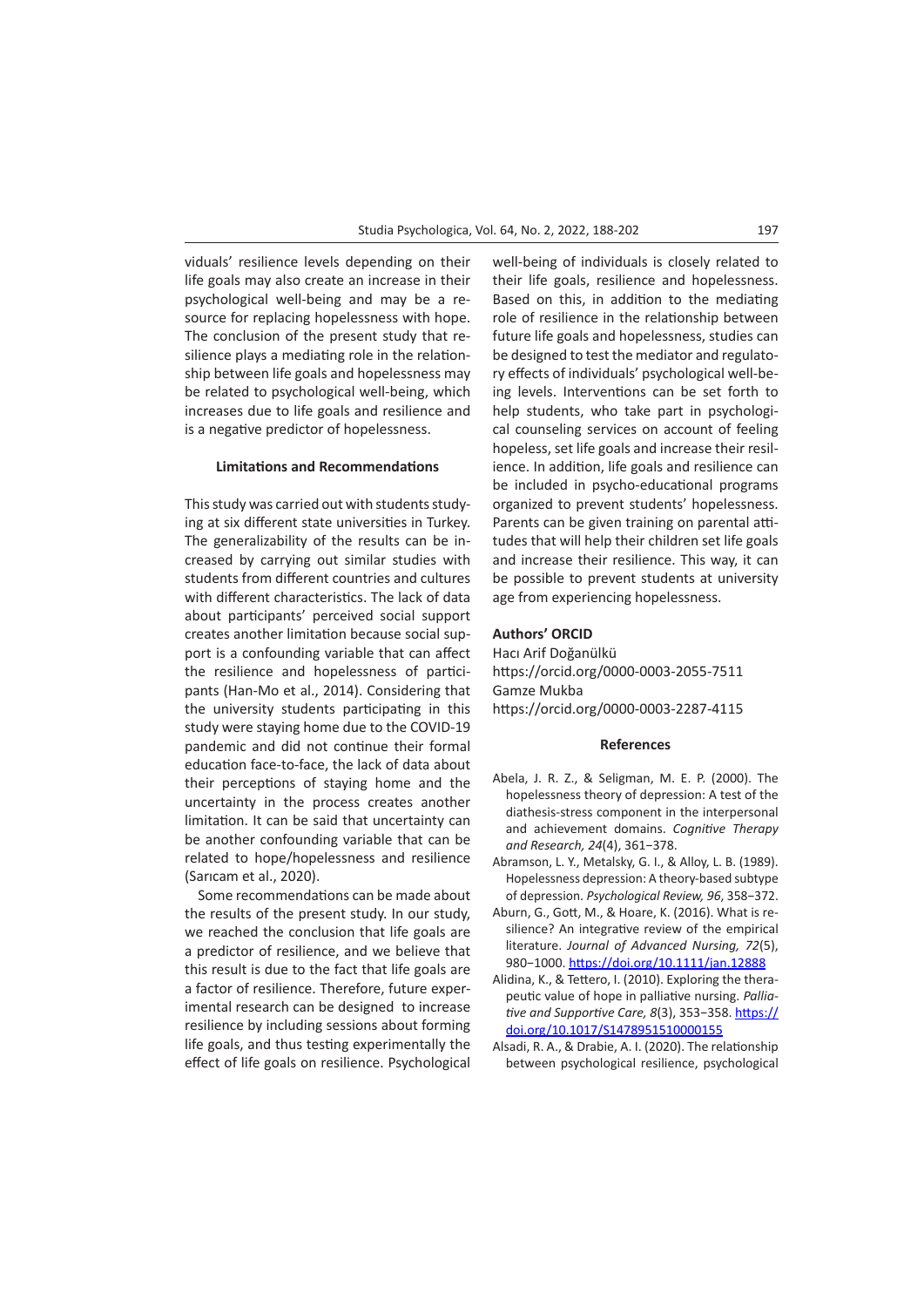viduals' resilience levels depending on their life goals may also create an increase in their psychological well-being and may be a resource for replacing hopelessness with hope. The conclusion of the present study that resilience plays a mediating role in the relationship between life goals and hopelessness may be related to psychological well-being, which increases due to life goals and resilience and is a negative predictor of hopelessness.

### Limitations and Recommendations

This study was carried out with students studying at six different state universities in Turkey. The generalizability of the results can be increased by carrying out similar studies with students from different countries and cultures with different characteristics. The lack of data about participants' perceived social support creates another limitation because social support is a confounding variable that can affect the resilience and hopelessness of participants (Han-Mo et al., 2014). Considering that the university students participating in this study were staying home due to the COVID-19 pandemic and did not continue their formal education face-to-face, the lack of data about their perceptions of staying home and the uncertainty in the process creates another limitation. It can be said that uncertainty can be another confounding variable that can be related to hope/hopelessness and resilience (Sarıcam et al., 2020).

Some recommendations can be made about the results of the present study. In our study, we reached the conclusion that life goals are a predictor of resilience, and we believe that this result is due to the fact that life goals are a factor of resilience. Therefore, future experimental research can be designed to increase resilience by including sessions about forming life goals, and thus testing experimentally the effect of life goals on resilience. Psychological well-being of individuals is closely related to their life goals, resilience and hopelessness. Based on this, in addition to the mediating role of resilience in the relationship between future life goals and hopelessness, studies can be designed to test the mediator and regulatory effects of individuals' psychological well-being levels. Interventions can be set forth to help students, who take part in psychological counseling services on account of feeling hopeless, set life goals and increase their resilience. In addition, life goals and resilience can be included in psycho-educational programs organized to prevent students' hopelessness. Parents can be given training on parental attitudes that will help their children set life goals and increase their resilience. This way, it can be possible to prevent students at university age from experiencing hopelessness.

**Authors' ORCID**

Hacı Arif Doğanülkü
https://orcid.org/0000-0003-2055-7511
Gamze Mukba
https://orcid.org/0000-0003-2287-4115

### References

Abela, J. R. Z., & Seligman, M. E. P. (2000). The hopelessness theory of depression: A test of the diathesis-stress component in the interpersonal and achievement domains. *Cognitive Therapy and Research, 24*(4), 361–378.

Abramson, L. Y., Metalsky, G. I., & Alloy, L. B. (1989). Hopelessness depression: A theory-based subtype of depression. *Psychological Review, 96*, 358–372.

Aburn, G., Gott, M., & Hoare, K. (2016). What is resilience? An integrative review of the empirical literature. *Journal of Advanced Nursing, 72*(5), 980–1000. https://doi.org/10.1111/jan.12888

Alidina, K., & Tettero, I. (2010). Exploring the therapeutic value of hope in palliative nursing. *Palliative and Supportive Care, 8*(3), 353–358. https://doi.org/10.1017/S1478951510000155

Alsadi, R. A., & Drabie, A. I. (2020). The relationship between psychological resilience, psychological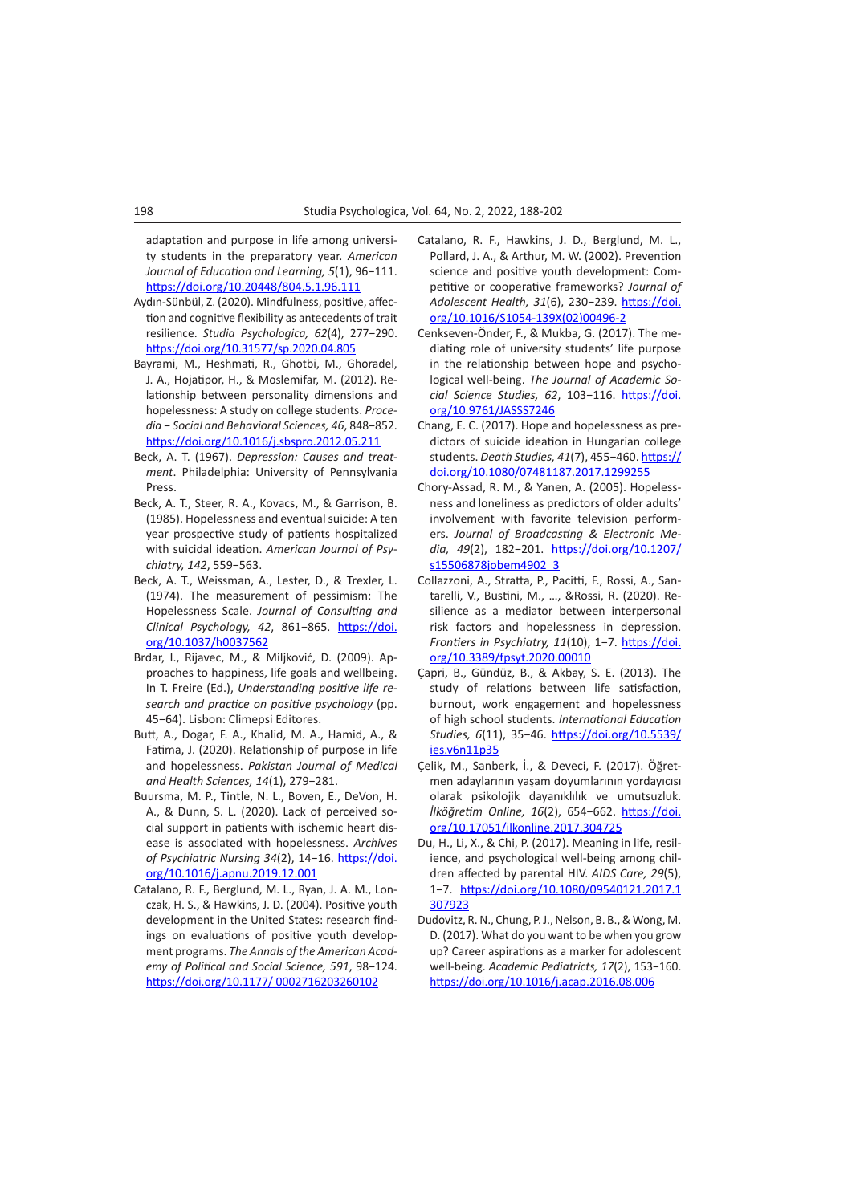adaptation and purpose in life among university students in the preparatory year. *American Journal of Education and Learning, 5*(1), 96–111. https://doi.org/10.20448/804.5.1.96.111

Aydın-Sünbül, Z. (2020). Mindfulness, positive, affection and cognitive flexibility as antecedents of trait resilience. *Studia Psychologica, 62*(4), 277–290. https://doi.org/10.31577/sp.2020.04.805

Bayrami, M., Heshmati, R., Ghotbi, M., Ghoradel, J. A., Hojatipor, H., & Moslemifar, M. (2012). Relationship between personality dimensions and hopelessness: A study on college students. *Procedia – Social and Behavioral Sciences, 46*, 848–852. https://doi.org/10.1016/j.sbspro.2012.05.211

Beck, A. T. (1967). *Depression: Causes and treatment*. Philadelphia: University of Pennsylvania Press.

Beck, A. T., Steer, R. A., Kovacs, M., & Garrison, B. (1985). Hopelessness and eventual suicide: A ten year prospective study of patients hospitalized with suicidal ideation. *American Journal of Psychiatry, 142*, 559–563.

Beck, A. T., Weissman, A., Lester, D., & Trexler, L. (1974). The measurement of pessimism: The Hopelessness Scale. *Journal of Consulting and Clinical Psychology, 42*, 861–865. https://doi.org/10.1037/h0037562

Brdar, I., Rijavec, M., & Miljković, D. (2009). Approaches to happiness, life goals and wellbeing. In T. Freire (Ed.), *Understanding positive life research and practice on positive psychology* (pp. 45–64). Lisbon: Climepsi Editores.

Butt, A., Dogar, F. A., Khalid, M. A., Hamid, A., & Fatima, J. (2020). Relationship of purpose in life and hopelessness. *Pakistan Journal of Medical and Health Sciences, 14*(1), 279–281.

Buursma, M. P., Tintle, N. L., Boven, E., DeVon, H. A., & Dunn, S. L. (2020). Lack of perceived social support in patients with ischemic heart disease is associated with hopelessness. *Archives of Psychiatric Nursing 34*(2), 14–16. https://doi.org/10.1016/j.apnu.2019.12.001

Catalano, R. F., Berglund, M. L., Ryan, J. A. M., Lonczak, H. S., & Hawkins, J. D. (2004). Positive youth development in the United States: research findings on evaluations of positive youth development programs. *The Annals of the American Academy of Political and Social Science, 591*, 98–124. https://doi.org/10.1177/ 0002716203260102

Catalano, R. F., Hawkins, J. D., Berglund, M. L., Pollard, J. A., & Arthur, M. W. (2002). Prevention science and positive youth development: Competitive or cooperative frameworks? *Journal of Adolescent Health, 31*(6), 230–239. https://doi.org/10.1016/S1054-139X(02)00496-2

Cenkseven-Önder, F., & Mukba, G. (2017). The mediating role of university students' life purpose in the relationship between hope and psychological well-being. *The Journal of Academic Social Science Studies, 62*, 103–116. https://doi.org/10.9761/JASSS7246

Chang, E. C. (2017). Hope and hopelessness as predictors of suicide ideation in Hungarian college students. *Death Studies, 41*(7), 455–460. https://doi.org/10.1080/07481187.2017.1299255

Chory-Assad, R. M., & Yanen, A. (2005). Hopelessness and loneliness as predictors of older adults' involvement with favorite television performers. *Journal of Broadcasting & Electronic Media, 49*(2), 182–201. https://doi.org/10.1207/s15506878jobem4902_3

Collazzoni, A., Stratta, P., Pacitti, F., Rossi, A., Santarelli, V., Bustini, M., …, &Rossi, R. (2020). Resilience as a mediator between interpersonal risk factors and hopelessness in depression. *Frontiers in Psychiatry, 11*(10), 1–7. https://doi.org/10.3389/fpsyt.2020.00010

Çapri, B., Gündüz, B., & Akbay, S. E. (2013). The study of relations between life satisfaction, burnout, work engagement and hopelessness of high school students. *International Education Studies, 6*(11), 35–46. https://doi.org/10.5539/ies.v6n11p35

Çelik, M., Sanberk, İ., & Deveci, F. (2017). Öğretmen adaylarının yaşam doyumlarının yordayıcısı olarak psikolojik dayanıklılık ve umutsuzluk. *İlköğretim Online, 16*(2), 654–662. https://doi.org/10.17051/ilkonline.2017.304725

Du, H., Li, X., & Chi, P. (2017). Meaning in life, resilience, and psychological well-being among children affected by parental HIV. *AIDS Care, 29*(5), 1–7. https://doi.org/10.1080/09540121.2017.1307923

Dudovitz, R. N., Chung, P. J., Nelson, B. B., & Wong, M. D. (2017). What do you want to be when you grow up? Career aspirations as a marker for adolescent well-being. *Academic Pediatrics, 17*(2), 153–160. https://doi.org/10.1016/j.acap.2016.08.006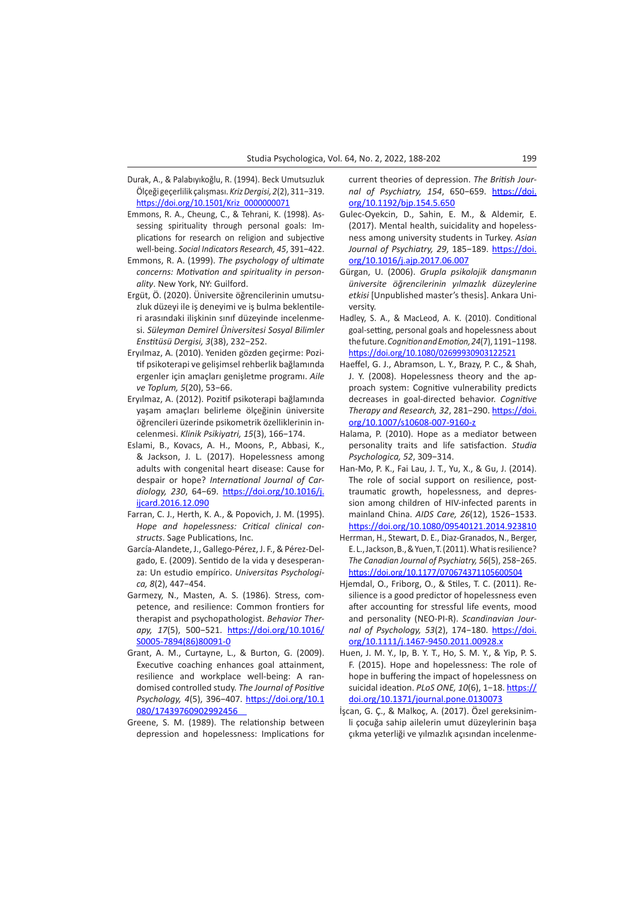Durak, A., & Palabıyıkoğlu, R. (1994). Beck Umutsuzluk Ölçeği geçerlilik çalışması. *Kriz Dergisi, 2*(2), 311–319. https://doi.org/10.1501/Kriz_0000000071

Emmons, R. A., Cheung, C., & Tehrani, K. (1998). Assessing spirituality through personal goals: Implications for research on religion and subjective well-being. *Social Indicators Research, 45*, 391–422.

Emmons, R. A. (1999). *The psychology of ultimate concerns: Motivation and spirituality in personality*. New York, NY: Guilford.

Ergüt, Ö. (2020). Üniversite öğrencilerinin umutsuzluk düzeyi ile iş deneyimi ve iş bulma beklentileri arasındaki ilişkinin sınıf düzeyinde incelenmesi. *Süleyman Demirel Üniversitesi Sosyal Bilimler Enstitüsü Dergisi, 3*(38), 232–252.

Eryılmaz, A. (2010). Yeniden gözden geçirme: Pozitif psikoterapi ve gelişimsel rehberlik bağlamında ergenler için amaçları genişletme programı. *Aile ve Toplum, 5*(20), 53–66.

Eryılmaz, A. (2012). Pozitif psikoterapi bağlamında yaşam amaçları belirleme ölçeğinin üniversite öğrencileri üzerinde psikometrik özelliklerinin incelenmesi. *Klinik Psikiyatri, 15*(3), 166–174.

Eslami, B., Kovacs, A. H., Moons, P., Abbasi, K., & Jackson, J. L. (2017). Hopelessness among adults with congenital heart disease: Cause for despair or hope? *International Journal of Cardiology, 230*, 64–69. https://doi.org/10.1016/j.ijcard.2016.12.090

Farran, C. J., Herth, K. A., & Popovich, J. M. (1995). *Hope and hopelessness: Critical clinical constructs*. Sage Publications, Inc.

García-Alandete, J., Gallego-Pérez, J. F., & Pérez-Delgado, E. (2009). Sentido de la vida y desesperanza: Un estudio empírico. *Universitas Psychologica, 8*(2), 447–454.

Garmezy, N., Masten, A. S. (1986). Stress, competence, and resilience: Common frontiers for therapist and psychopathologist. *Behavior Therapy, 17*(5), 500–521. https://doi.org/10.1016/S0005-7894(86)80091-0

Grant, A. M., Curtayne, L., & Burton, G. (2009). Executive coaching enhances goal attainment, resilience and workplace well-being: A randomised controlled study. *The Journal of Positive Psychology, 4*(5), 396–407. https://doi.org/10.1080/17439760902992456

Greene, S. M. (1989). The relationship between depression and hopelessness: Implications for current theories of depression. *The British Journal of Psychiatry, 154*, 650–659. https://doi.org/10.1192/bjp.154.5.650

Gulec-Oyekcin, D., Sahin, E. M., & Aldemir, E. (2017). Mental health, suicidality and hopelessness among university students in Turkey. *Asian Journal of Psychiatry, 29*, 185–189. https://doi.org/10.1016/j.ajp.2017.06.007

Gürgan, U. (2006). *Grupla psikolojik danışmanın üniversite öğrencilerinin yılmazlık düzeylerine etkisi* [Unpublished master's thesis]. Ankara University.

Hadley, S. A., & MacLeod, A. K. (2010). Conditional goal-setting, personal goals and hopelessness about the future. *Cognition and Emotion, 24*(7), 1191–1198. https://doi.org/10.1080/02699930903122521

Haeffel, G. J., Abramson, L. Y., Brazy, P. C., & Shah, J. Y. (2008). Hopelessness theory and the approach system: Cognitive vulnerability predicts decreases in goal-directed behavior. *Cognitive Therapy and Research, 32*, 281–290. https://doi.org/10.1007/s10608-007-9160-z

Halama, P. (2010). Hope as a mediator between personality traits and life satisfaction. *Studia Psychologica, 52*, 309–314.

Han-Mo, P. K., Fai Lau, J. T., Yu, X., & Gu, J. (2014). The role of social support on resilience, posttraumatic growth, hopelessness, and depression among children of HIV-infected parents in mainland China. *AIDS Care, 26*(12), 1526–1533. https://doi.org/10.1080/09540121.2014.923810

Herrman, H., Stewart, D. E., Diaz-Granados, N., Berger, E. L., Jackson, B., & Yuen, T. (2011). What is resilience? *The Canadian Journal of Psychiatry, 56*(5), 258–265. https://doi.org/10.1177/070674371105600504

Hjemdal, O., Friborg, O., & Stiles, T. C. (2011). Resilience is a good predictor of hopelessness even after accounting for stressful life events, mood and personality (NEO-PI-R). *Scandinavian Journal of Psychology, 53*(2), 174–180. https://doi.org/10.1111/j.1467-9450.2011.00928.x

Huen, J. M. Y., Ip, B. Y. T., Ho, S. M. Y., & Yip, P. S. F. (2015). Hope and hopelessness: The role of hope in buffering the impact of hopelessness on suicidal ideation. *PLoS ONE, 10*(6), 1–18. https://doi.org/10.1371/journal.pone.0130073

İşcan, G. Ç., & Malkoç, A. (2017). Özel gereksinimli çocuğa sahip ailelerin umut düzeylerinin başa çıkma yeterliği ve yılmazlık açısından incelenme-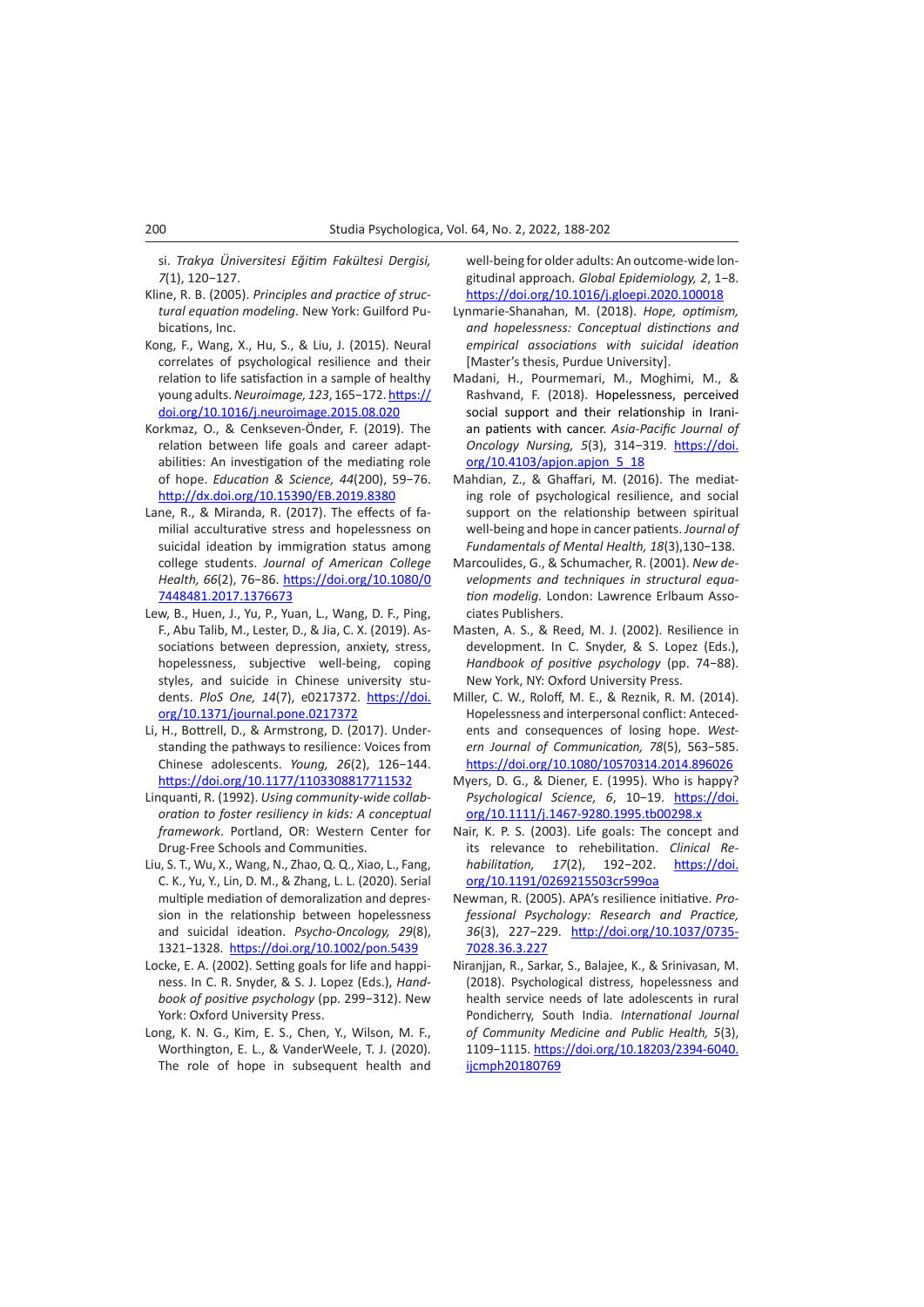si. *Trakya Üniversitesi Eğitim Fakültesi Dergisi, 7*(1), 120–127.

Kline, R. B. (2005). *Principles and practice of structural equation modeling*. New York: Guilford Publications, Inc.

Kong, F., Wang, X., Hu, S., & Liu, J. (2015). Neural correlates of psychological resilience and their relation to life satisfaction in a sample of healthy young adults. *Neuroimage, 123*, 165–172. https://doi.org/10.1016/j.neuroimage.2015.08.020

Korkmaz, O., & Cenkseven-Önder, F. (2019). The relation between life goals and career adaptabilities: An investigation of the mediating role of hope. *Education & Science, 44*(200), 59–76. http://dx.doi.org/10.15390/EB.2019.8380

Lane, R., & Miranda, R. (2017). The effects of familial acculturative stress and hopelessness on suicidal ideation by immigration status among college students. *Journal of American College Health, 66*(2), 76–86. https://doi.org/10.1080/07448481.2017.1376673

Lew, B., Huen, J., Yu, P., Yuan, L., Wang, D. F., Ping, F., Abu Talib, M., Lester, D., & Jia, C. X. (2019). Associations between depression, anxiety, stress, hopelessness, subjective well-being, coping styles, and suicide in Chinese university students. *PloS One, 14*(7), e0217372. https://doi.org/10.1371/journal.pone.0217372

Li, H., Bottrell, D., & Armstrong, D. (2017). Understanding the pathways to resilience: Voices from Chinese adolescents. *Young, 26*(2), 126–144. https://doi.org/10.1177/1103308817711532

Linquanti, R. (1992). *Using community-wide collaboration to foster resiliency in kids: A conceptual framework*. Portland, OR: Western Center for Drug-Free Schools and Communities.

Liu, S. T., Wu, X., Wang, N., Zhao, Q. Q., Xiao, L., Fang, C. K., Yu, Y., Lin, D. M., & Zhang, L. L. (2020). Serial multiple mediation of demoralization and depression in the relationship between hopelessness and suicidal ideation. *Psycho-Oncology, 29*(8), 1321–1328. https://doi.org/10.1002/pon.5439

Locke, E. A. (2002). Setting goals for life and happiness. In C. R. Snyder, & S. J. Lopez (Eds.), *Handbook of positive psychology* (pp. 299–312). New York: Oxford University Press.

Long, K. N. G., Kim, E. S., Chen, Y., Wilson, M. F., Worthington, E. L., & VanderWeele, T. J. (2020). The role of hope in subsequent health and well-being for older adults: An outcome-wide longitudinal approach. *Global Epidemiology, 2*, 1–8. https://doi.org/10.1016/j.gloepi.2020.100018

Lynmarie-Shanahan, M. (2018). *Hope, optimism, and hopelessness: Conceptual distinctions and empirical associations with suicidal ideation* [Master's thesis, Purdue University].

Madani, H., Pourmemari, M., Moghimi, M., & Rashvand, F. (2018). Hopelessness, perceived social support and their relationship in Iranian patients with cancer. *Asia-Pacific Journal of Oncology Nursing, 5*(3), 314–319. https://doi.org/10.4103/apjon.apjon_5_18

Mahdian, Z., & Ghaffari, M. (2016). The mediating role of psychological resilience, and social support on the relationship between spiritual well-being and hope in cancer patients. *Journal of Fundamentals of Mental Health, 18*(3),130–138.

Marcoulides, G., & Schumacher, R. (2001). *New developments and techniques in structural equation modelig.* London: Lawrence Erlbaum Associates Publishers.

Masten, A. S., & Reed, M. J. (2002). Resilience in development. In C. Snyder, & S. Lopez (Eds.), *Handbook of positive psychology* (pp. 74–88). New York, NY: Oxford University Press.

Miller, C. W., Roloff, M. E., & Reznik, R. M. (2014). Hopelessness and interpersonal conflict: Antecedents and consequences of losing hope. *Western Journal of Communication, 78*(5), 563–585. https://doi.org/10.1080/10570314.2014.896026

Myers, D. G., & Diener, E. (1995). Who is happy? *Psychological Science, 6*, 10–19. https://doi.org/10.1111/j.1467-9280.1995.tb00298.x

Nair, K. P. S. (2003). Life goals: The concept and its relevance to rehabilitation. *Clinical Rehabilitation, 17*(2), 192–202. https://doi.org/10.1191/0269215503cr599oa

Newman, R. (2005). APA's resilience initiative. *Professional Psychology: Research and Practice, 36*(3), 227–229. http://doi.org/10.1037/0735-7028.36.3.227

Niranjjan, R., Sarkar, S., Balajee, K., & Srinivasan, M. (2018). Psychological distress, hopelessness and health service needs of late adolescents in rural Pondicherry, South India. *International Journal of Community Medicine and Public Health, 5*(3), 1109–1115. https://doi.org/10.18203/2394-6040.ijcmph20180769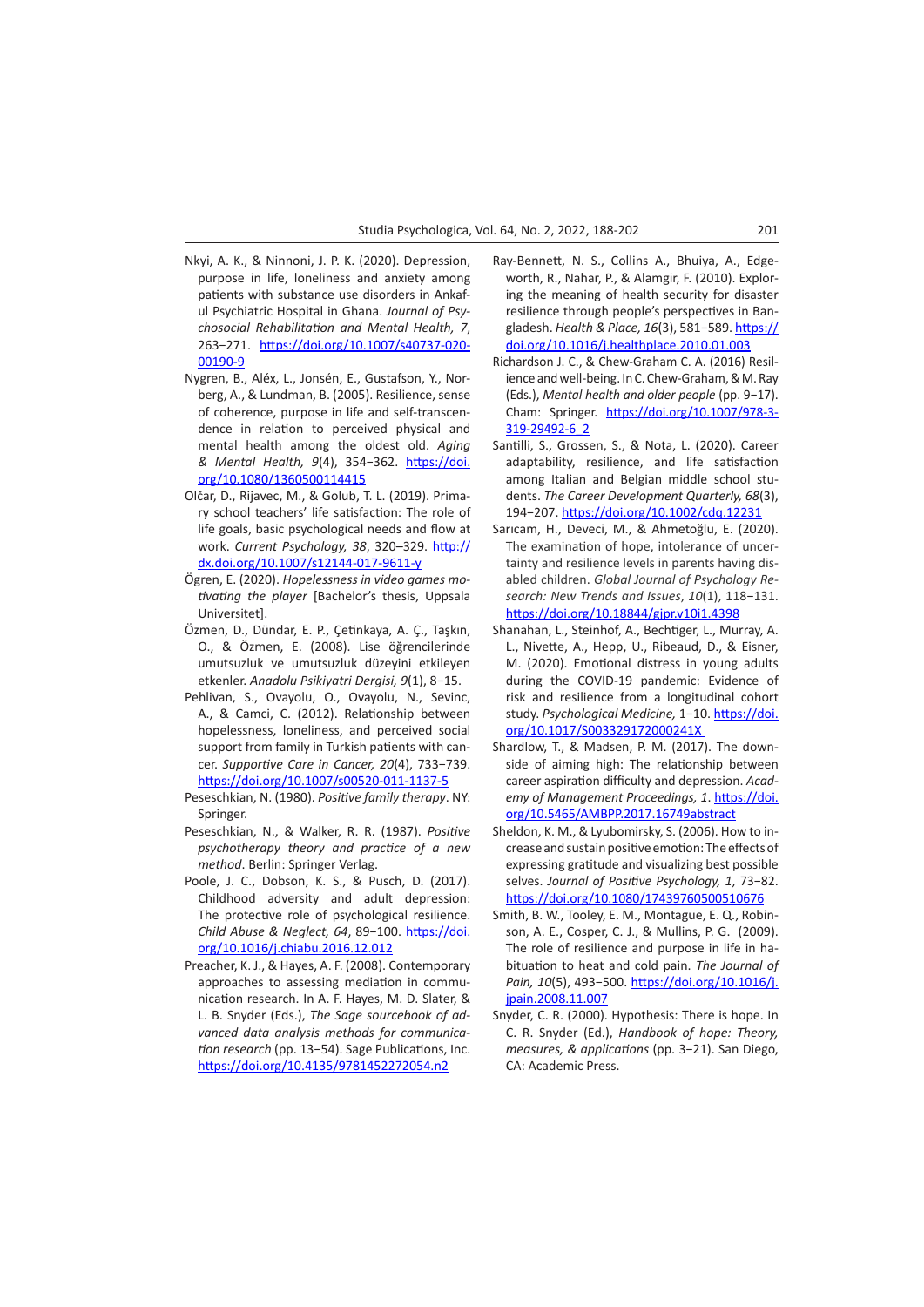Nkyi, A. K., & Ninnoni, J. P. K. (2020). Depression, purpose in life, loneliness and anxiety among patients with substance use disorders in Ankaful Psychiatric Hospital in Ghana. *Journal of Psychosocial Rehabilitation and Mental Health, 7*, 263−271. https://doi.org/10.1007/s40737-020-00190-9

Nygren, B., Aléx, L., Jonsén, E., Gustafson, Y., Norberg, A., & Lundman, B. (2005). Resilience, sense of coherence, purpose in life and self-transcendence in relation to perceived physical and mental health among the oldest old. *Aging & Mental Health, 9*(4), 354−362. https://doi.org/10.1080/1360500114415

Olčar, D., Rijavec, M., & Golub, T. L. (2019). Primary school teachers' life satisfaction: The role of life goals, basic psychological needs and flow at work. *Current Psychology, 38*, 320–329. http://dx.doi.org/10.1007/s12144-017-9611-y

Ögren, E. (2020). *Hopelessness in video games motivating the player* [Bachelor's thesis, Uppsala Universitet].

Özmen, D., Dündar, E. P., Çetinkaya, A. Ç., Taşkın, O., & Özmen, E. (2008). Lise öğrencilerinde umutsuzluk ve umutsuzluk düzeyini etkileyen etkenler. *Anadolu Psikiyatri Dergisi, 9*(1), 8−15.

Pehlivan, S., Ovayolu, O., Ovayolu, N., Sevinc, A., & Camci, C. (2012). Relationship between hopelessness, loneliness, and perceived social support from family in Turkish patients with cancer. *Supportive Care in Cancer, 20*(4), 733−739. https://doi.org/10.1007/s00520-011-1137-5

Peseschkian, N. (1980). *Positive family therapy*. NY: Springer.

Peseschkian, N., & Walker, R. R. (1987). *Positive psychotherapy theory and practice of a new method*. Berlin: Springer Verlag.

Poole, J. C., Dobson, K. S., & Pusch, D. (2017). Childhood adversity and adult depression: The protective role of psychological resilience. *Child Abuse & Neglect, 64*, 89−100. https://doi.org/10.1016/j.chiabu.2016.12.012

Preacher, K. J., & Hayes, A. F. (2008). Contemporary approaches to assessing mediation in communication research. In A. F. Hayes, M. D. Slater, & L. B. Snyder (Eds.), *The Sage sourcebook of advanced data analysis methods for communication research* (pp. 13−54). Sage Publications, Inc. https://doi.org/10.4135/9781452272054.n2

Ray-Bennett, N. S., Collins A., Bhuiya, A., Edgeworth, R., Nahar, P., & Alamgir, F. (2010). Exploring the meaning of health security for disaster resilience through people's perspectives in Bangladesh. *Health & Place, 16*(3), 581−589. https://doi.org/10.1016/j.healthplace.2010.01.003

Richardson J. C., & Chew-Graham C. A. (2016) Resilience and well-being. In C. Chew-Graham, & M. Ray (Eds.), *Mental health and older people* (pp. 9−17). Cham: Springer. https://doi.org/10.1007/978-3-319-29492-6_2

Santilli, S., Grossen, S., & Nota, L. (2020). Career adaptability, resilience, and life satisfaction among Italian and Belgian middle school students. *The Career Development Quarterly, 68*(3), 194−207. https://doi.org/10.1002/cdq.12231

Sarıcam, H., Deveci, M., & Ahmetoğlu, E. (2020). The examination of hope, intolerance of uncertainty and resilience levels in parents having disabled children. *Global Journal of Psychology Research: New Trends and Issues, 10*(1), 118−131. https://doi.org/10.18844/gjpr.v10i1.4398

Shanahan, L., Steinhof, A., Bechtiger, L., Murray, A. L., Nivette, A., Hepp, U., Ribeaud, D., & Eisner, M. (2020). Emotional distress in young adults during the COVID-19 pandemic: Evidence of risk and resilience from a longitudinal cohort study. *Psychological Medicine,* 1−10. https://doi.org/10.1017/S003329172000241X

Shardlow, T., & Madsen, P. M. (2017). The downside of aiming high: The relationship between career aspiration difficulty and depression. *Academy of Management Proceedings, 1*. https://doi.org/10.5465/AMBPP.2017.16749abstract

Sheldon, K. M., & Lyubomirsky, S. (2006). How to increase and sustain positive emotion: The effects of expressing gratitude and visualizing best possible selves. *Journal of Positive Psychology, 1*, 73−82. https://doi.org/10.1080/17439760500510676

Smith, B. W., Tooley, E. M., Montague, E. Q., Robinson, A. E., Cosper, C. J., & Mullins, P. G. (2009). The role of resilience and purpose in life in habituation to heat and cold pain. *The Journal of Pain, 10*(5), 493−500. https://doi.org/10.1016/j.jpain.2008.11.007

Snyder, C. R. (2000). Hypothesis: There is hope. In C. R. Snyder (Ed.), *Handbook of hope: Theory, measures, & applications* (pp. 3−21). San Diego, CA: Academic Press.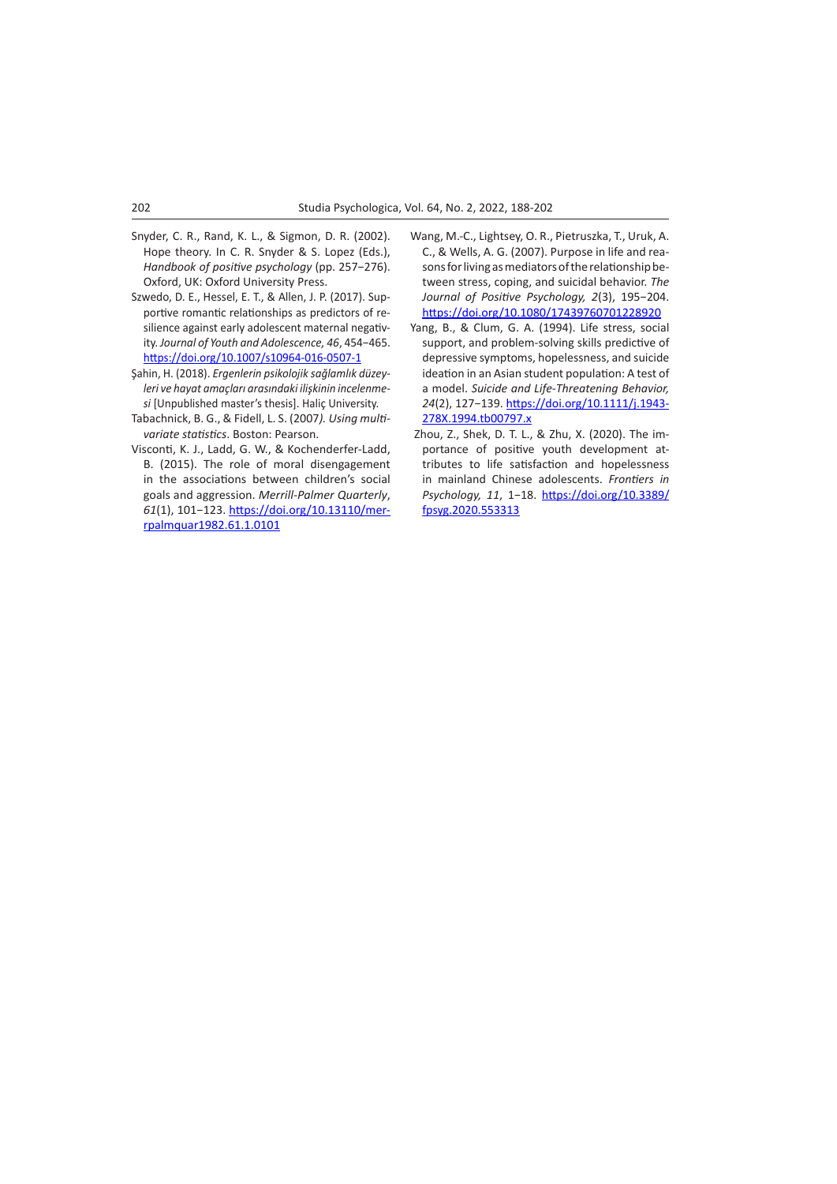Snyder, C. R., Rand, K. L., & Sigmon, D. R. (2002). Hope theory. In C. R. Snyder & S. Lopez (Eds.), *Handbook of positive psychology* (pp. 257–276). Oxford, UK: Oxford University Press.

Szwedo, D. E., Hessel, E. T., & Allen, J. P. (2017). Supportive romantic relationships as predictors of resilience against early adolescent maternal negativity. *Journal of Youth and Adolescence, 46*, 454–465. https://doi.org/10.1007/s10964-016-0507-1

Şahin, H. (2018). *Ergenlerin psikolojik sağlamlık düzeyleri ve hayat amaçları arasındaki ilişkinin incelenmesi* [Unpublished master's thesis]. Haliç University.

Tabachnick, B. G., & Fidell, L. S. (2007*). Using multivariate statistics*. Boston: Pearson.

Visconti, K. J., Ladd, G. W., & Kochenderfer-Ladd, B. (2015). The role of moral disengagement in the associations between children's social goals and aggression. *Merrill-Palmer Quarterly*, *61*(1), 101–123. https://doi.org/10.13110/merrpalmquar1982.61.1.0101

Wang, M.-C., Lightsey, O. R., Pietruszka, T., Uruk, A. C., & Wells, A. G. (2007). Purpose in life and reasons for living as mediators of the relationship between stress, coping, and suicidal behavior. *The Journal of Positive Psychology, 2*(3), 195–204. https://doi.org/10.1080/17439760701228920

Yang, B., & Clum, G. A. (1994). Life stress, social support, and problem-solving skills predictive of depressive symptoms, hopelessness, and suicide ideation in an Asian student population: A test of a model. *Suicide and Life-Threatening Behavior, 24*(2), 127−139. https://doi.org/10.1111/j.1943-278X.1994.tb00797.x

Zhou, Z., Shek, D. T. L., & Zhu, X. (2020). The importance of positive youth development attributes to life satisfaction and hopelessness in mainland Chinese adolescents. *Frontiers in Psychology, 11*, 1−18. https://doi.org/10.3389/fpsyg.2020.553313